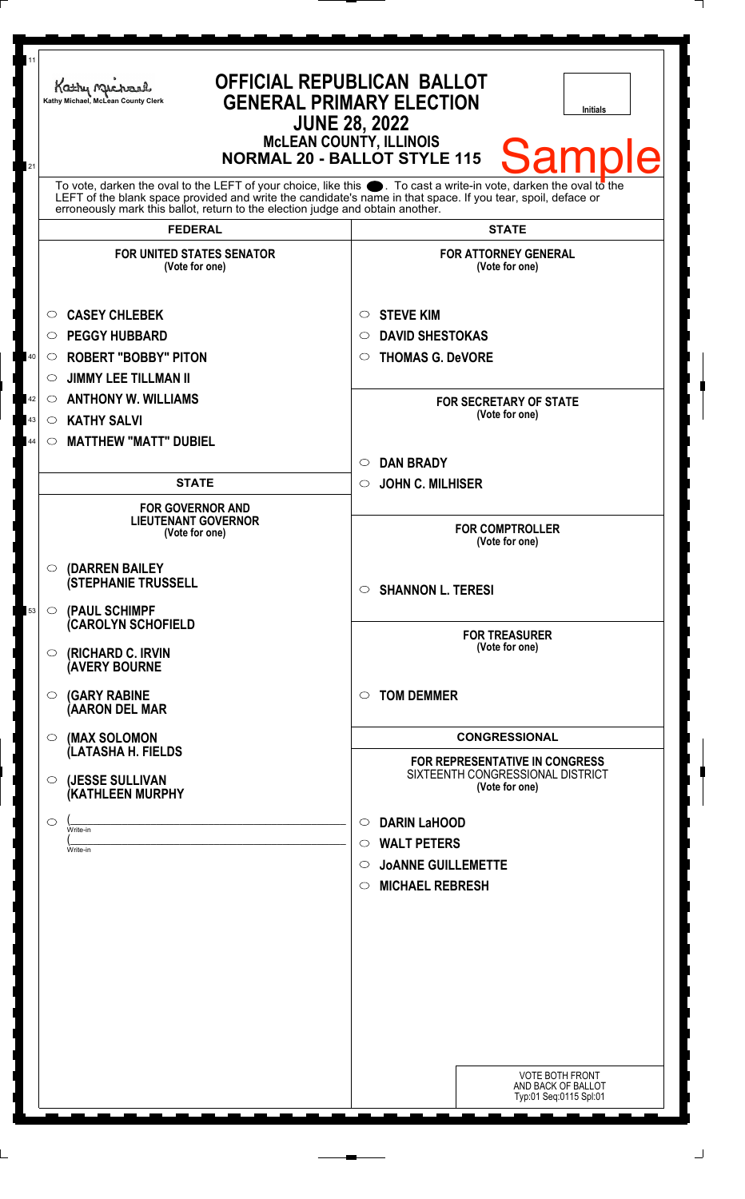Kathy Michael, McLean County Clerk

# OFFICIAL REPUBLICAN BALLOT
## GENERAL PRIMARY ELECTION
### JUNE 28, 2022
### McLEAN COUNTY, ILLINOIS
### NORMAL 20 - BALLOT STYLE 115

Initials

Sample

To vote, darken the oval to the LEFT of your choice, like this ⬤. To cast a write-in vote, darken the oval to the LEFT of the blank space provided and write the candidate's name in that space. If you tear, spoil, deface or erroneously mark this ballot, return to the election judge and obtain another.

## FEDERAL

**FOR UNITED STATES SENATOR**
(Vote for one)

- ○ **CASEY CHLEBEK**
- ○ **PEGGY HUBBARD**
- ○ **ROBERT "BOBBY" PITON**
- ○ **JIMMY LEE TILLMAN II**
- ○ **ANTHONY W. WILLIAMS**
- ○ **KATHY SALVI**
- ○ **MATTHEW "MATT" DUBIEL**

## STATE

**FOR GOVERNOR AND LIEUTENANT GOVERNOR**
(Vote for one)

- ○ **(DARREN BAILEY (STEPHANIE TRUSSELL**
- ○ **(PAUL SCHIMPF (CAROLYN SCHOFIELD**
- ○ **(RICHARD C. IRVIN (AVERY BOURNE**
- ○ **(GARY RABINE (AARON DEL MAR**
- ○ **(MAX SOLOMON (LATASHA H. FIELDS**
- ○ **(JESSE SULLIVAN (KATHLEEN MURPHY**
- ○ (______________________ Write-in
  (______________________ Write-in

## STATE

**FOR ATTORNEY GENERAL**
(Vote for one)

- ○ **STEVE KIM**
- ○ **DAVID SHESTOKAS**
- ○ **THOMAS G. DeVORE**

**FOR SECRETARY OF STATE**
(Vote for one)

- ○ **DAN BRADY**
- ○ **JOHN C. MILHISER**

**FOR COMPTROLLER**
(Vote for one)

- ○ **SHANNON L. TERESI**

**FOR TREASURER**
(Vote for one)

- ○ **TOM DEMMER**

## CONGRESSIONAL

**FOR REPRESENTATIVE IN CONGRESS**
SIXTEENTH CONGRESSIONAL DISTRICT
(Vote for one)

- ○ **DARIN LaHOOD**
- ○ **WALT PETERS**
- ○ **JoANNE GUILLEMETTE**
- ○ **MICHAEL REBRESH**

VOTE BOTH FRONT AND BACK OF BALLOT
Typ:01 Seq:0115 Spl:01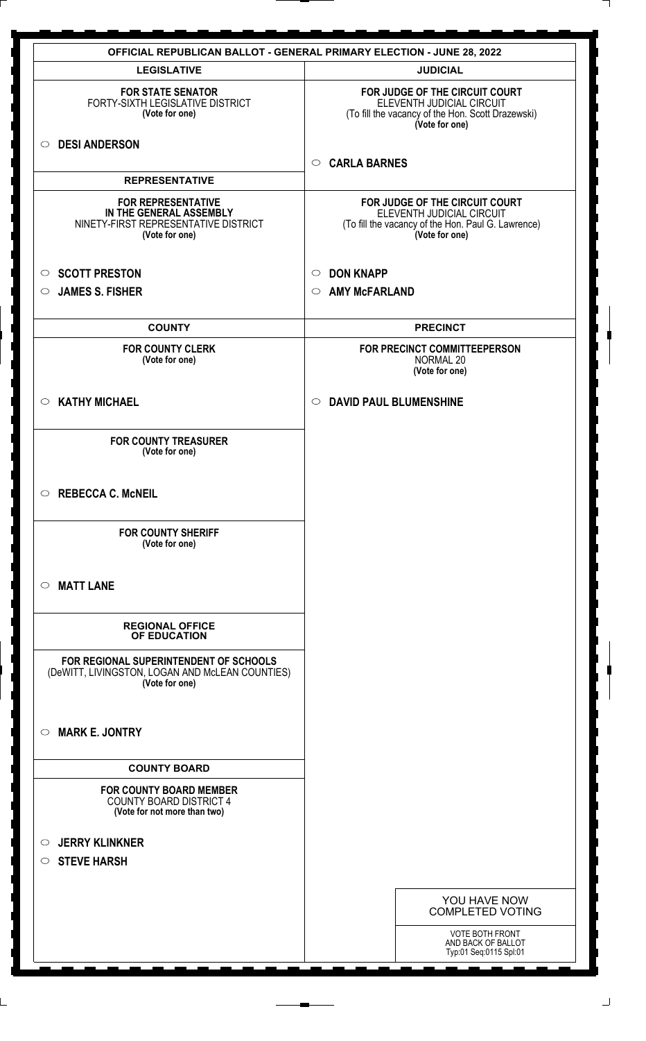# OFFICIAL REPUBLICAN BALLOT - GENERAL PRIMARY ELECTION - JUNE 28, 2022

## LEGISLATIVE

**FOR STATE SENATOR**
FORTY-SIXTH LEGISLATIVE DISTRICT
**(Vote for one)**

○ **DESI ANDERSON**

## REPRESENTATIVE

**FOR REPRESENTATIVE IN THE GENERAL ASSEMBLY**
NINETY-FIRST REPRESENTATIVE DISTRICT
**(Vote for one)**

○ **SCOTT PRESTON**
○ **JAMES S. FISHER**

## COUNTY

**FOR COUNTY CLERK**
**(Vote for one)**

○ **KATHY MICHAEL**

**FOR COUNTY TREASURER**
**(Vote for one)**

○ **REBECCA C. McNEIL**

**FOR COUNTY SHERIFF**
**(Vote for one)**

○ **MATT LANE**

## REGIONAL OFFICE OF EDUCATION

**FOR REGIONAL SUPERINTENDENT OF SCHOOLS**
(DeWITT, LIVINGSTON, LOGAN AND McLEAN COUNTIES)
**(Vote for one)**

○ **MARK E. JONTRY**

## COUNTY BOARD

**FOR COUNTY BOARD MEMBER**
COUNTY BOARD DISTRICT 4
**(Vote for not more than two)**

○ **JERRY KLINKNER**
○ **STEVE HARSH**

## JUDICIAL

**FOR JUDGE OF THE CIRCUIT COURT**
ELEVENTH JUDICIAL CIRCUIT
(To fill the vacancy of the Hon. Scott Drazewski)
**(Vote for one)**

○ **CARLA BARNES**

**FOR JUDGE OF THE CIRCUIT COURT**
ELEVENTH JUDICIAL CIRCUIT
(To fill the vacancy of the Hon. Paul G. Lawrence)
**(Vote for one)**

○ **DON KNAPP**
○ **AMY McFARLAND**

## PRECINCT

**FOR PRECINCT COMMITTEEPERSON**
NORMAL 20
**(Vote for one)**

○ **DAVID PAUL BLUMENSHINE**

YOU HAVE NOW COMPLETED VOTING

VOTE BOTH FRONT AND BACK OF BALLOT
Typ:01 Seq:0115 Spl:01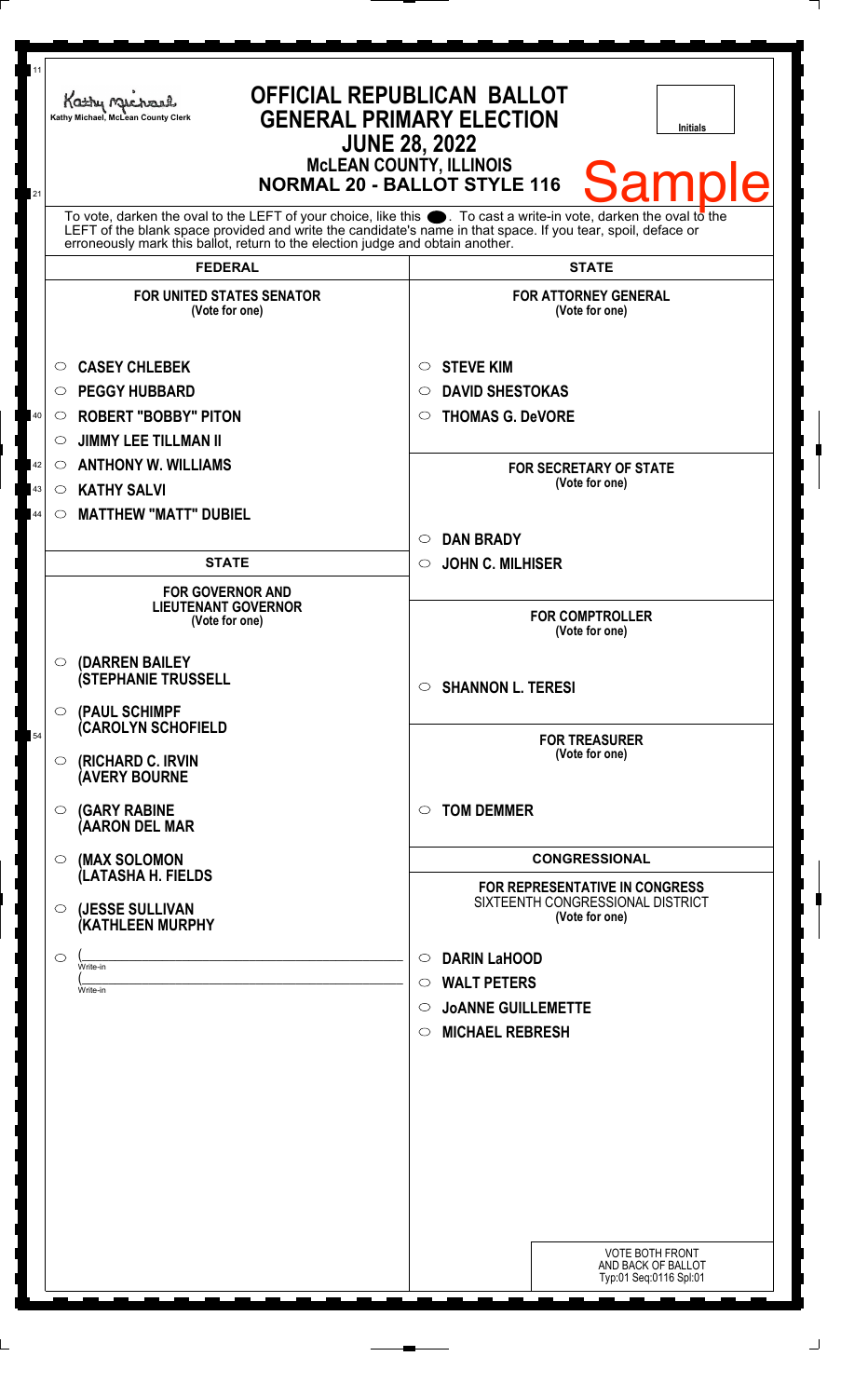Kathy Michael, McLean County Clerk

# OFFICIAL REPUBLICAN BALLOT
## GENERAL PRIMARY ELECTION
### JUNE 28, 2022
### McLEAN COUNTY, ILLINOIS
### NORMAL 20 - BALLOT STYLE 116

Initials

Sample

To vote, darken the oval to the LEFT of your choice, like this ●. To cast a write-in vote, darken the oval to the LEFT of the blank space provided and write the candidate's name in that space. If you tear, spoil, deface or erroneously mark this ballot, return to the election judge and obtain another.

## FEDERAL

**FOR UNITED STATES SENATOR**
(Vote for one)

- ○ **CASEY CHLEBEK**
- ○ **PEGGY HUBBARD**
- ○ **ROBERT "BOBBY" PITON**
- ○ **JIMMY LEE TILLMAN II**
- ○ **ANTHONY W. WILLIAMS**
- ○ **KATHY SALVI**
- ○ **MATTHEW "MATT" DUBIEL**

## STATE

**FOR GOVERNOR AND LIEUTENANT GOVERNOR**
(Vote for one)

- ○ **(DARREN BAILEY (STEPHANIE TRUSSELL**
- ○ **(PAUL SCHIMPF (CAROLYN SCHOFIELD**
- ○ **(RICHARD C. IRVIN (AVERY BOURNE**
- ○ **(GARY RABINE (AARON DEL MAR**
- ○ **(MAX SOLOMON (LATASHA H. FIELDS**
- ○ **(JESSE SULLIVAN (KATHLEEN MURPHY**
- ○ (________________ Write-in
  (________________ Write-in

## STATE

**FOR ATTORNEY GENERAL**
(Vote for one)

- ○ **STEVE KIM**
- ○ **DAVID SHESTOKAS**
- ○ **THOMAS G. DeVORE**

**FOR SECRETARY OF STATE**
(Vote for one)

- ○ **DAN BRADY**
- ○ **JOHN C. MILHISER**

**FOR COMPTROLLER**
(Vote for one)

- ○ **SHANNON L. TERESI**

**FOR TREASURER**
(Vote for one)

- ○ **TOM DEMMER**

## CONGRESSIONAL

**FOR REPRESENTATIVE IN CONGRESS**
SIXTEENTH CONGRESSIONAL DISTRICT
(Vote for one)

- ○ **DARIN LaHOOD**
- ○ **WALT PETERS**
- ○ **JoANNE GUILLEMETTE**
- ○ **MICHAEL REBRESH**

VOTE BOTH FRONT AND BACK OF BALLOT
Typ:01 Seq:0116 Spl:01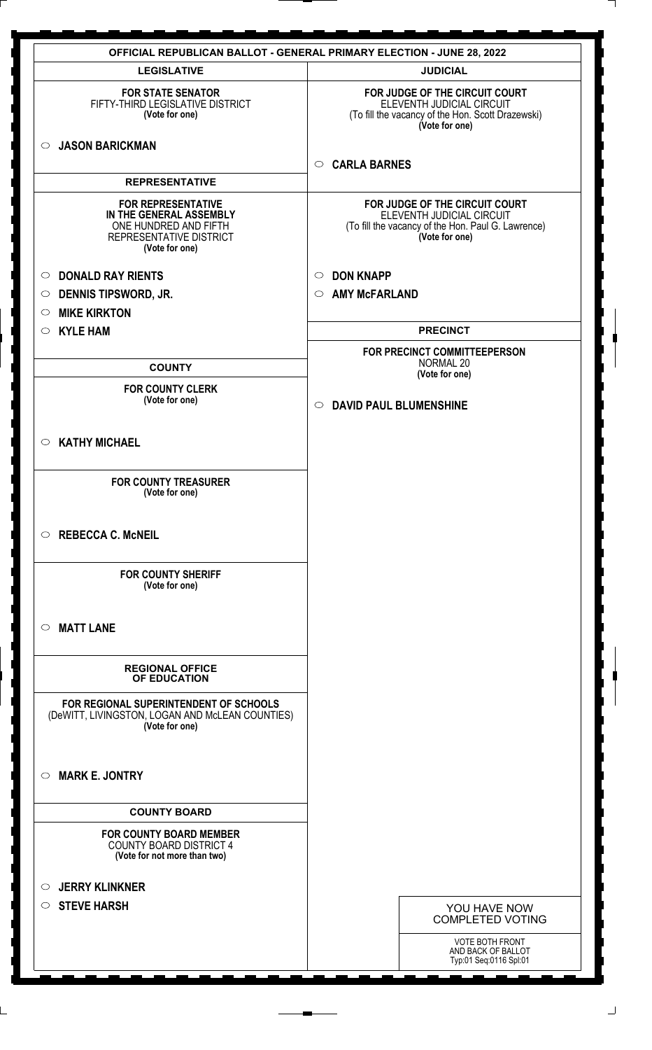# OFFICIAL REPUBLICAN BALLOT - GENERAL PRIMARY ELECTION - JUNE 28, 2022

## LEGISLATIVE

**FOR STATE SENATOR**
FIFTY-THIRD LEGISLATIVE DISTRICT
**(Vote for one)**

- ○ **JASON BARICKMAN**

## REPRESENTATIVE

**FOR REPRESENTATIVE IN THE GENERAL ASSEMBLY**
ONE HUNDRED AND FIFTH REPRESENTATIVE DISTRICT
**(Vote for one)**

- ○ **DONALD RAY RIENTS**
- ○ **DENNIS TIPSWORD, JR.**
- ○ **MIKE KIRKTON**
- ○ **KYLE HAM**

## COUNTY

**FOR COUNTY CLERK**
**(Vote for one)**

- ○ **KATHY MICHAEL**

**FOR COUNTY TREASURER**
**(Vote for one)**

- ○ **REBECCA C. McNEIL**

**FOR COUNTY SHERIFF**
**(Vote for one)**

- ○ **MATT LANE**

## REGIONAL OFFICE OF EDUCATION

**FOR REGIONAL SUPERINTENDENT OF SCHOOLS**
(DeWITT, LIVINGSTON, LOGAN AND McLEAN COUNTIES)
**(Vote for one)**

- ○ **MARK E. JONTRY**

## COUNTY BOARD

**FOR COUNTY BOARD MEMBER**
COUNTY BOARD DISTRICT 4
**(Vote for not more than two)**

- ○ **JERRY KLINKNER**
- ○ **STEVE HARSH**

## JUDICIAL

**FOR JUDGE OF THE CIRCUIT COURT**
ELEVENTH JUDICIAL CIRCUIT
(To fill the vacancy of the Hon. Scott Drazewski)
**(Vote for one)**

- ○ **CARLA BARNES**

**FOR JUDGE OF THE CIRCUIT COURT**
ELEVENTH JUDICIAL CIRCUIT
(To fill the vacancy of the Hon. Paul G. Lawrence)
**(Vote for one)**

- ○ **DON KNAPP**
- ○ **AMY McFARLAND**

## PRECINCT

**FOR PRECINCT COMMITTEEPERSON**
NORMAL 20
**(Vote for one)**

- ○ **DAVID PAUL BLUMENSHINE**

YOU HAVE NOW COMPLETED VOTING

VOTE BOTH FRONT AND BACK OF BALLOT
Typ:01 Seq:0116 Spl:01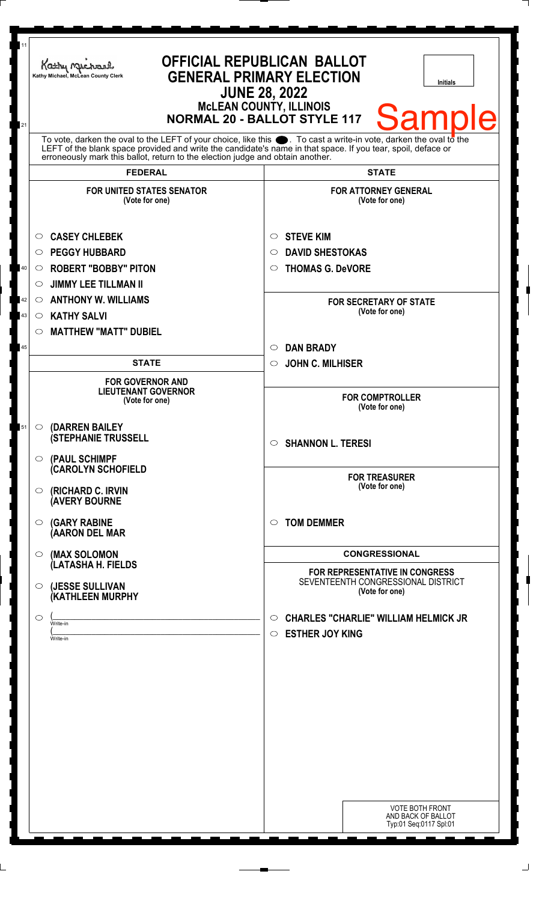Kathy Michael, McLean County Clerk

# OFFICIAL REPUBLICAN BALLOT
## GENERAL PRIMARY ELECTION
### JUNE 28, 2022
### McLEAN COUNTY, ILLINOIS
### NORMAL 20 - BALLOT STYLE 117

Initials

Sample

To vote, darken the oval to the LEFT of your choice, like this ●. To cast a write-in vote, darken the oval to the LEFT of the blank space provided and write the candidate's name in that space. If you tear, spoil, deface or erroneously mark this ballot, return to the election judge and obtain another.

## FEDERAL

**FOR UNITED STATES SENATOR**
(Vote for one)

- ○ **CASEY CHLEBEK**
- ○ **PEGGY HUBBARD**
- ○ **ROBERT "BOBBY" PITON**
- ○ **JIMMY LEE TILLMAN II**
- ○ **ANTHONY W. WILLIAMS**
- ○ **KATHY SALVI**
- ○ **MATTHEW "MATT" DUBIEL**

## STATE

**FOR GOVERNOR AND LIEUTENANT GOVERNOR**
(Vote for one)

- ○ **(DARREN BAILEY (STEPHANIE TRUSSELL**
- ○ **(PAUL SCHIMPF (CAROLYN SCHOFIELD**
- ○ **(RICHARD C. IRVIN (AVERY BOURNE**
- ○ **(GARY RABINE (AARON DEL MAR**
- ○ **(MAX SOLOMON (LATASHA H. FIELDS**
- ○ **(JESSE SULLIVAN (KATHLEEN MURPHY**
- ○ (______________ Write-in (______________ Write-in

## STATE

**FOR ATTORNEY GENERAL**
(Vote for one)

- ○ **STEVE KIM**
- ○ **DAVID SHESTOKAS**
- ○ **THOMAS G. DeVORE**

**FOR SECRETARY OF STATE**
(Vote for one)

- ○ **DAN BRADY**
- ○ **JOHN C. MILHISER**

**FOR COMPTROLLER**
(Vote for one)

- ○ **SHANNON L. TERESI**

**FOR TREASURER**
(Vote for one)

- ○ **TOM DEMMER**

## CONGRESSIONAL

**FOR REPRESENTATIVE IN CONGRESS**
SEVENTEENTH CONGRESSIONAL DISTRICT
(Vote for one)

- ○ **CHARLES "CHARLIE" WILLIAM HELMICK JR**
- ○ **ESTHER JOY KING**

VOTE BOTH FRONT AND BACK OF BALLOT
Typ:01 Seq:0117 Spl:01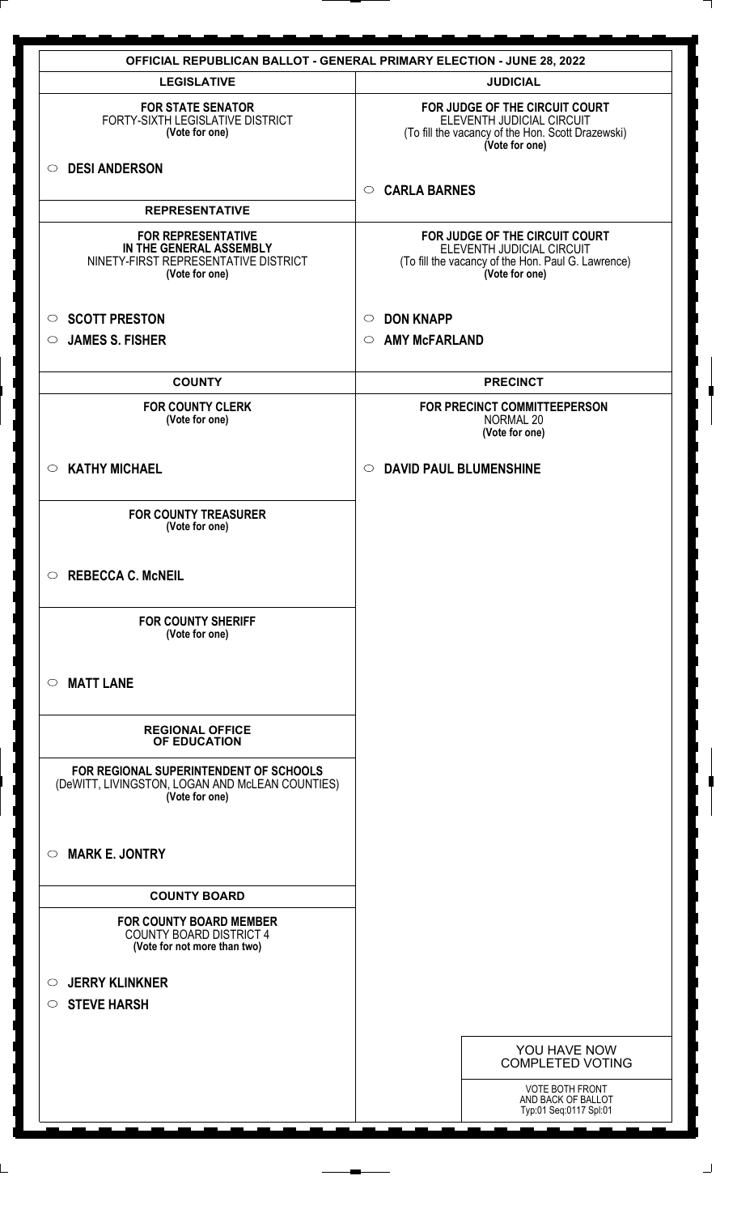# OFFICIAL REPUBLICAN BALLOT - GENERAL PRIMARY ELECTION - JUNE 28, 2022

## LEGISLATIVE

**FOR STATE SENATOR**
FORTY-SIXTH LEGISLATIVE DISTRICT
**(Vote for one)**

- ○ **DESI ANDERSON**

## REPRESENTATIVE

**FOR REPRESENTATIVE IN THE GENERAL ASSEMBLY**
NINETY-FIRST REPRESENTATIVE DISTRICT
**(Vote for one)**

- ○ **SCOTT PRESTON**
- ○ **JAMES S. FISHER**

## COUNTY

**FOR COUNTY CLERK**
**(Vote for one)**

- ○ **KATHY MICHAEL**

**FOR COUNTY TREASURER**
**(Vote for one)**

- ○ **REBECCA C. McNEIL**

**FOR COUNTY SHERIFF**
**(Vote for one)**

- ○ **MATT LANE**

## REGIONAL OFFICE OF EDUCATION

**FOR REGIONAL SUPERINTENDENT OF SCHOOLS**
(DeWITT, LIVINGSTON, LOGAN AND McLEAN COUNTIES)
**(Vote for one)**

- ○ **MARK E. JONTRY**

## COUNTY BOARD

**FOR COUNTY BOARD MEMBER**
COUNTY BOARD DISTRICT 4
**(Vote for not more than two)**

- ○ **JERRY KLINKNER**
- ○ **STEVE HARSH**

## JUDICIAL

**FOR JUDGE OF THE CIRCUIT COURT**
ELEVENTH JUDICIAL CIRCUIT
(To fill the vacancy of the Hon. Scott Drazewski)
**(Vote for one)**

- ○ **CARLA BARNES**

**FOR JUDGE OF THE CIRCUIT COURT**
ELEVENTH JUDICIAL CIRCUIT
(To fill the vacancy of the Hon. Paul G. Lawrence)
**(Vote for one)**

- ○ **DON KNAPP**
- ○ **AMY McFARLAND**

## PRECINCT

**FOR PRECINCT COMMITTEEPERSON**
NORMAL 20
**(Vote for one)**

- ○ **DAVID PAUL BLUMENSHINE**

YOU HAVE NOW COMPLETED VOTING

VOTE BOTH FRONT AND BACK OF BALLOT
Typ:01 Seq:0117 Spl:01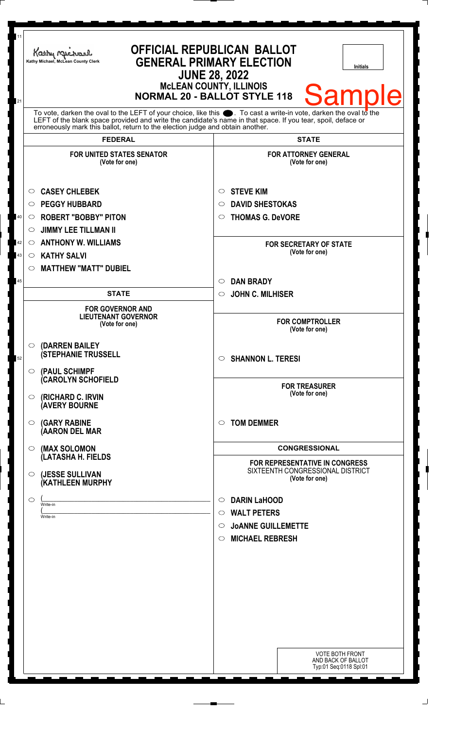Kathy Michael, McLean County Clerk

# OFFICIAL REPUBLICAN BALLOT
## GENERAL PRIMARY ELECTION
### JUNE 28, 2022
### McLEAN COUNTY, ILLINOIS
### NORMAL 20 - BALLOT STYLE 118

Initials

Sample

To vote, darken the oval to the LEFT of your choice, like this ●. To cast a write-in vote, darken the oval to the LEFT of the blank space provided and write the candidate's name in that space. If you tear, spoil, deface or erroneously mark this ballot, return to the election judge and obtain another.

## FEDERAL

**FOR UNITED STATES SENATOR**
(Vote for one)

- ○ **CASEY CHLEBEK**
- ○ **PEGGY HUBBARD**
- ○ **ROBERT "BOBBY" PITON**
- ○ **JIMMY LEE TILLMAN II**
- ○ **ANTHONY W. WILLIAMS**
- ○ **KATHY SALVI**
- ○ **MATTHEW "MATT" DUBIEL**

## STATE

**FOR GOVERNOR AND LIEUTENANT GOVERNOR**
(Vote for one)

- ○ **(DARREN BAILEY (STEPHANIE TRUSSELL**
- ○ **(PAUL SCHIMPF (CAROLYN SCHOFIELD**
- ○ **(RICHARD C. IRVIN (AVERY BOURNE**
- ○ **(GARY RABINE (AARON DEL MAR**
- ○ **(MAX SOLOMON (LATASHA H. FIELDS**
- ○ **(JESSE SULLIVAN (KATHLEEN MURPHY**
- ○ (\_\_\_\_\_\_\_\_\_\_ Write-in (\_\_\_\_\_\_\_\_\_\_ Write-in

## STATE

**FOR ATTORNEY GENERAL**
(Vote for one)

- ○ **STEVE KIM**
- ○ **DAVID SHESTOKAS**
- ○ **THOMAS G. DeVORE**

**FOR SECRETARY OF STATE**
(Vote for one)

- ○ **DAN BRADY**
- ○ **JOHN C. MILHISER**

**FOR COMPTROLLER**
(Vote for one)

- ○ **SHANNON L. TERESI**

**FOR TREASURER**
(Vote for one)

- ○ **TOM DEMMER**

## CONGRESSIONAL

**FOR REPRESENTATIVE IN CONGRESS**
SIXTEENTH CONGRESSIONAL DISTRICT
(Vote for one)

- ○ **DARIN LaHOOD**
- ○ **WALT PETERS**
- ○ **JoANNE GUILLEMETTE**
- ○ **MICHAEL REBRESH**

VOTE BOTH FRONT AND BACK OF BALLOT
Typ:01 Seq:0118 Spl:01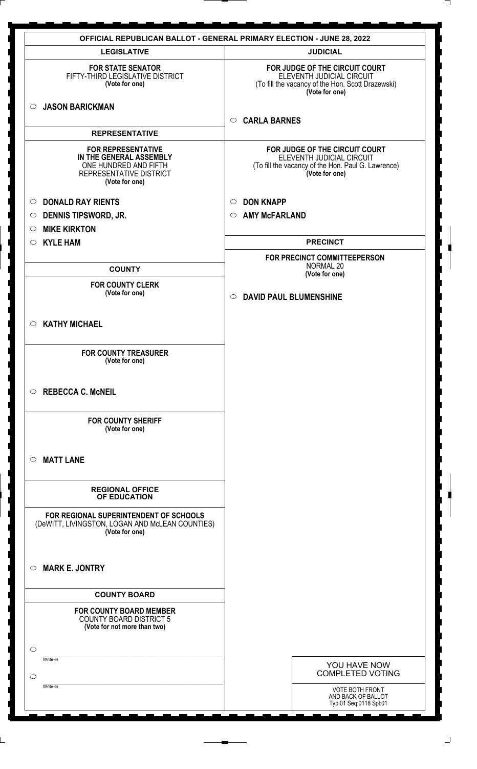# OFFICIAL REPUBLICAN BALLOT - GENERAL PRIMARY ELECTION - JUNE 28, 2022

## LEGISLATIVE

**FOR STATE SENATOR**
FIFTY-THIRD LEGISLATIVE DISTRICT
**(Vote for one)**

○ **JASON BARICKMAN**

## REPRESENTATIVE

**FOR REPRESENTATIVE IN THE GENERAL ASSEMBLY**
ONE HUNDRED AND FIFTH
REPRESENTATIVE DISTRICT
**(Vote for one)**

○ **DONALD RAY RIENTS**
○ **DENNIS TIPSWORD, JR.**
○ **MIKE KIRKTON**
○ **KYLE HAM**

## COUNTY

**FOR COUNTY CLERK**
**(Vote for one)**

○ **KATHY MICHAEL**

**FOR COUNTY TREASURER**
**(Vote for one)**

○ **REBECCA C. McNEIL**

**FOR COUNTY SHERIFF**
**(Vote for one)**

○ **MATT LANE**

## REGIONAL OFFICE OF EDUCATION

**FOR REGIONAL SUPERINTENDENT OF SCHOOLS**
(DeWITT, LIVINGSTON, LOGAN AND McLEAN COUNTIES)
**(Vote for one)**

○ **MARK E. JONTRY**

## COUNTY BOARD

**FOR COUNTY BOARD MEMBER**
COUNTY BOARD DISTRICT 5
**(Vote for not more than two)**

○ ______________________
Write-in

○ ______________________
Write-in

## JUDICIAL

**FOR JUDGE OF THE CIRCUIT COURT**
ELEVENTH JUDICIAL CIRCUIT
(To fill the vacancy of the Hon. Scott Drazewski)
**(Vote for one)**

○ **CARLA BARNES**

**FOR JUDGE OF THE CIRCUIT COURT**
ELEVENTH JUDICIAL CIRCUIT
(To fill the vacancy of the Hon. Paul G. Lawrence)
**(Vote for one)**

○ **DON KNAPP**
○ **AMY McFARLAND**

## PRECINCT

**FOR PRECINCT COMMITTEEPERSON**
NORMAL 20
**(Vote for one)**

○ **DAVID PAUL BLUMENSHINE**

YOU HAVE NOW COMPLETED VOTING

VOTE BOTH FRONT AND BACK OF BALLOT
Typ:01 Seq:0118 Spl:01